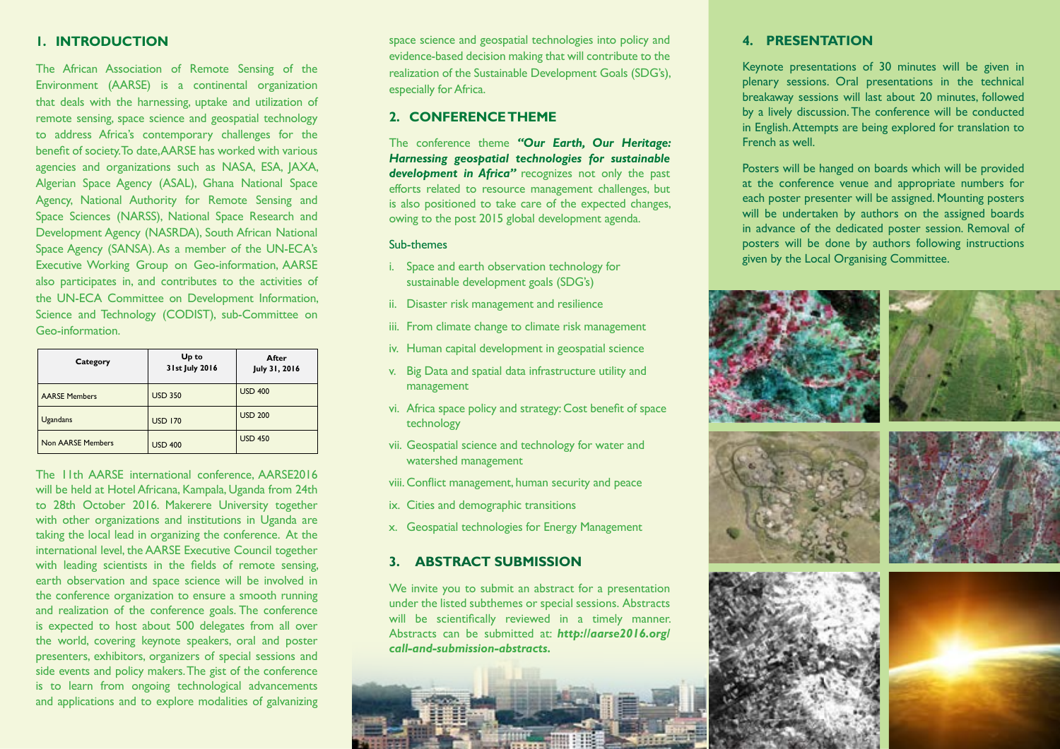## 1. INTRODUCTION

The African Association of Remote Sensing of the Environment (AARSE) is a continental organization that deals with the harnessing, uptake and utilization of remote sensing, space science and geospatial technology to address Africa's contemporary challenges for the benefit of society. To date, AARSE has worked with various agencies and organizations such as NASA, ESA, JAXA, Algerian Space Agency (ASAL), Ghana National Space Agency, National Authority for Remote Sensing and Space Sciences (NARSS), National Space Research and Development Agency (NASRDA), South African National Space Agency (SANSA). As a member of the UN-ECA's Executive Working Group on Geo-information, AARSE also participates in, and contributes to the activities of the UN-ECA Committee on Development Information, Science and Technology (CODIST), sub-Committee on Geo-information.

| Category | Up to 31st July 2016 | After July 31, 2016 |
|---|---|---|
| AARSE Members | USD 350 | USD 400 |
| Ugandans | USD 170 | USD 200 |
| Non AARSE Members | USD 400 | USD 450 |

The 11th AARSE international conference, AARSE2016 will be held at Hotel Africana, Kampala, Uganda from 24th to 28th October 2016. Makerere University together with other organizations and institutions in Uganda are taking the local lead in organizing the conference. At the international level, the AARSE Executive Council together with leading scientists in the fields of remote sensing, earth observation and space science will be involved in the conference organization to ensure a smooth running and realization of the conference goals. The conference is expected to host about 500 delegates from all over the world, covering keynote speakers, oral and poster presenters, exhibitors, organizers of special sessions and side events and policy makers. The gist of the conference is to learn from ongoing technological advancements and applications and to explore modalities of galvanizing space science and geospatial technologies into policy and evidence-based decision making that will contribute to the realization of the Sustainable Development Goals (SDG's), especially for Africa.

## 2. CONFERENCE THEME

The conference theme ***"Our Earth, Our Heritage: Harnessing geospatial technologies for sustainable development in Africa"*** recognizes not only the past efforts related to resource management challenges, but is also positioned to take care of the expected changes, owing to the post 2015 global development agenda.

Sub-themes

i. Space and earth observation technology for sustainable development goals (SDG's)
ii. Disaster risk management and resilience
iii. From climate change to climate risk management
iv. Human capital development in geospatial science
v. Big Data and spatial data infrastructure utility and management
vi. Africa space policy and strategy: Cost benefit of space technology
vii. Geospatial science and technology for water and watershed management
viii. Conflict management, human security and peace
ix. Cities and demographic transitions
x. Geospatial technologies for Energy Management

## 3. ABSTRACT SUBMISSION

We invite you to submit an abstract for a presentation under the listed subthemes or special sessions. Abstracts will be scientifically reviewed in a timely manner. Abstracts can be submitted at: ***http://aarse2016.org/call-and-submission-abstracts.***

## 4. PRESENTATION

Keynote presentations of 30 minutes will be given in plenary sessions. Oral presentations in the technical breakaway sessions will last about 20 minutes, followed by a lively discussion. The conference will be conducted in English. Attempts are being explored for translation to French as well.

Posters will be hanged on boards which will be provided at the conference venue and appropriate numbers for each poster presenter will be assigned. Mounting posters will be undertaken by authors on the assigned boards in advance of the dedicated poster session. Removal of posters will be done by authors following instructions given by the Local Organising Committee.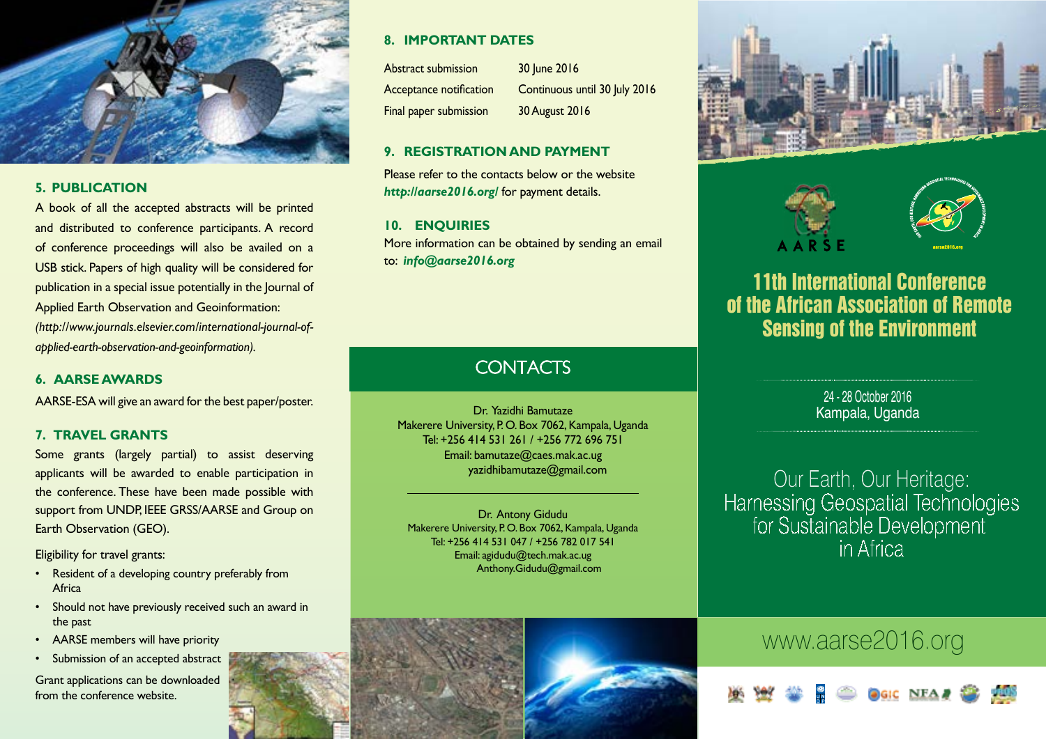## 5. PUBLICATION

A book of all the accepted abstracts will be printed and distributed to conference participants. A record of conference proceedings will also be availed on a USB stick. Papers of high quality will be considered for publication in a special issue potentially in the Journal of Applied Earth Observation and Geoinformation: *(http://www.journals.elsevier.com/international-journal-of-applied-earth-observation-and-geoinformation).*

## 6. AARSE AWARDS

AARSE-ESA will give an award for the best paper/poster.

## 7. TRAVEL GRANTS

Some grants (largely partial) to assist deserving applicants will be awarded to enable participation in the conference. These have been made possible with support from UNDP, IEEE GRSS/AARSE and Group on Earth Observation (GEO).

Eligibility for travel grants:

- Resident of a developing country preferably from Africa
- Should not have previously received such an award in the past
- AARSE members will have priority
- Submission of an accepted abstract

Grant applications can be downloaded from the conference website.

## 8. IMPORTANT DATES

| | |
|---|---|
| Abstract submission | 30 June 2016 |
| Acceptance notification | Continuous until 30 July 2016 |
| Final paper submission | 30 August 2016 |

## 9. REGISTRATION AND PAYMENT

Please refer to the contacts below or the website ***http://aarse2016.org/*** for payment details.

## 10. ENQUIRIES

More information can be obtained by sending an email to: ***info@aarse2016.org***

## CONTACTS

Dr. Yazidhi Bamutaze
Makerere University, P. O. Box 7062, Kampala, Uganda
Tel: +256 414 531 261 / +256 772 696 751
Email: bamutaze@caes.mak.ac.ug
yazidhibamutaze@gmail.com

---

Dr. Antony Gidudu
Makerere University, P. O. Box 7062, Kampala, Uganda
Tel: +256 414 531 047 / +256 782 017 541
Email: agidudu@tech.mak.ac.ug
Anthony.Gidudu@gmail.com

AARSE

aarse2016.org

# 11th International Conference of the African Association of Remote Sensing of the Environment

24 - 28 October 2016
Kampala, Uganda

Our Earth, Our Heritage:
Harnessing Geospatial Technologies for Sustainable Development in Africa

www.aarse2016.org